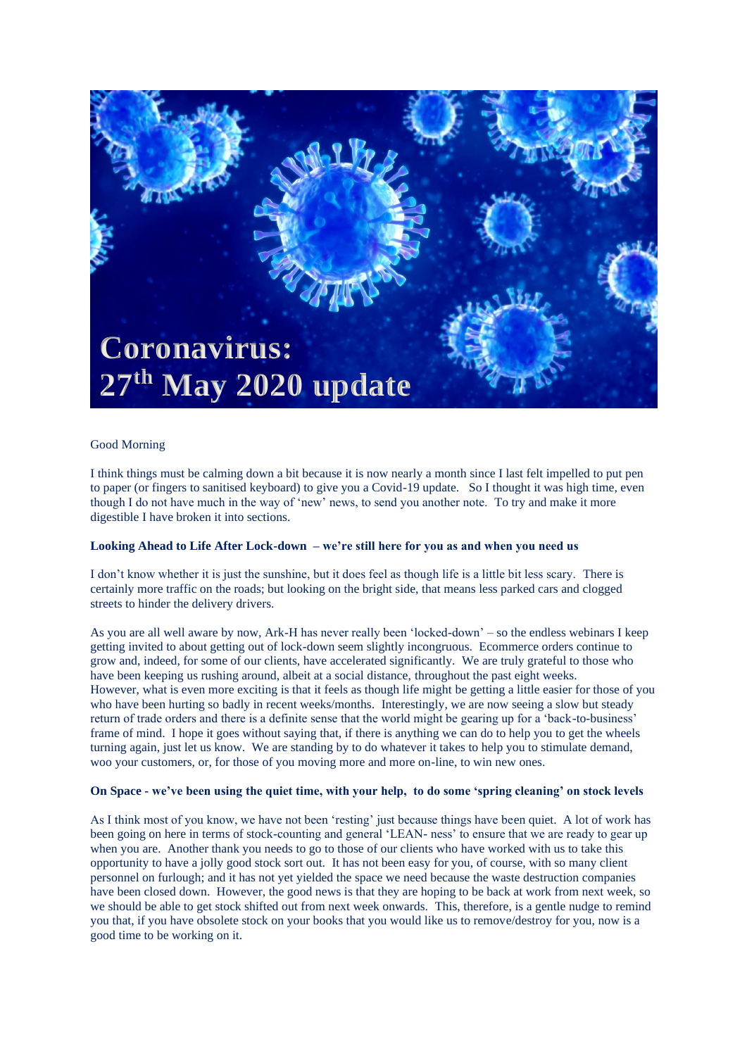# Coronavirus: 27th May 2020 update

Good Morning

I think things must be calming down a bit because it is now nearly a month since I last felt impelled to put pen to paper (or fingers to sanitised keyboard) to give you a Covid-19 update. So I thought it was high time, even though I do not have much in the way of 'new' news, to send you another note. To try and make it more digestible I have broken it into sections.

**Looking Ahead to Life After Lock-down – we're still here for you as and when you need us**

I don't know whether it is just the sunshine, but it does feel as though life is a little bit less scary. There is certainly more traffic on the roads; but looking on the bright side, that means less parked cars and clogged streets to hinder the delivery drivers.

As you are all well aware by now, Ark-H has never really been 'locked-down' – so the endless webinars I keep getting invited to about getting out of lock-down seem slightly incongruous. Ecommerce orders continue to grow and, indeed, for some of our clients, have accelerated significantly. We are truly grateful to those who have been keeping us rushing around, albeit at a social distance, throughout the past eight weeks. However, what is even more exciting is that it feels as though life might be getting a little easier for those of you who have been hurting so badly in recent weeks/months. Interestingly, we are now seeing a slow but steady return of trade orders and there is a definite sense that the world might be gearing up for a 'back-to-business' frame of mind. I hope it goes without saying that, if there is anything we can do to help you to get the wheels turning again, just let us know. We are standing by to do whatever it takes to help you to stimulate demand, woo your customers, or, for those of you moving more and more on-line, to win new ones.

**On Space - we've been using the quiet time, with your help, to do some 'spring cleaning' on stock levels**

As I think most of you know, we have not been 'resting' just because things have been quiet. A lot of work has been going on here in terms of stock-counting and general 'LEAN- ness' to ensure that we are ready to gear up when you are. Another thank you needs to go to those of our clients who have worked with us to take this opportunity to have a jolly good stock sort out. It has not been easy for you, of course, with so many client personnel on furlough; and it has not yet yielded the space we need because the waste destruction companies have been closed down. However, the good news is that they are hoping to be back at work from next week, so we should be able to get stock shifted out from next week onwards. This, therefore, is a gentle nudge to remind you that, if you have obsolete stock on your books that you would like us to remove/destroy for you, now is a good time to be working on it.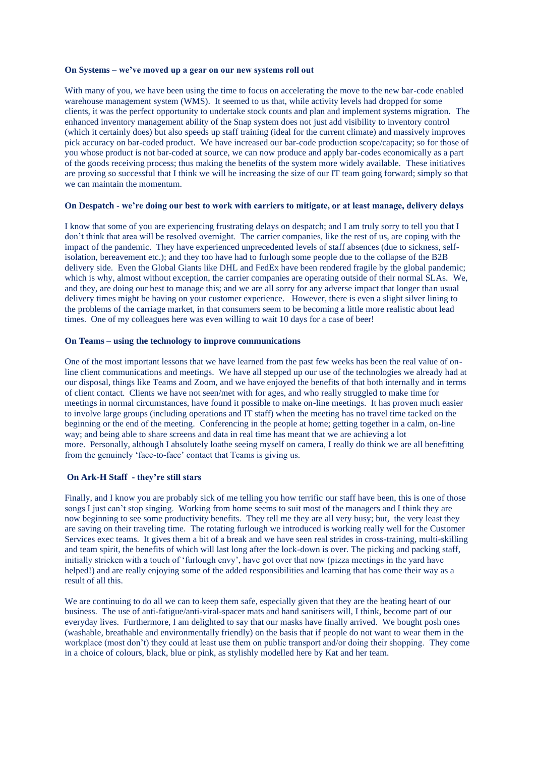**On Systems – we've moved up a gear on our new systems roll out**

With many of you, we have been using the time to focus on accelerating the move to the new bar-code enabled warehouse management system (WMS). It seemed to us that, while activity levels had dropped for some clients, it was the perfect opportunity to undertake stock counts and plan and implement systems migration. The enhanced inventory management ability of the Snap system does not just add visibility to inventory control (which it certainly does) but also speeds up staff training (ideal for the current climate) and massively improves pick accuracy on bar-coded product. We have increased our bar-code production scope/capacity; so for those of you whose product is not bar-coded at source, we can now produce and apply bar-codes economically as a part of the goods receiving process; thus making the benefits of the system more widely available. These initiatives are proving so successful that I think we will be increasing the size of our IT team going forward; simply so that we can maintain the momentum.

**On Despatch - we're doing our best to work with carriers to mitigate, or at least manage, delivery delays**

I know that some of you are experiencing frustrating delays on despatch; and I am truly sorry to tell you that I don't think that area will be resolved overnight. The carrier companies, like the rest of us, are coping with the impact of the pandemic. They have experienced unprecedented levels of staff absences (due to sickness, self-isolation, bereavement etc.); and they too have had to furlough some people due to the collapse of the B2B delivery side. Even the Global Giants like DHL and FedEx have been rendered fragile by the global pandemic; which is why, almost without exception, the carrier companies are operating outside of their normal SLAs. We, and they, are doing our best to manage this; and we are all sorry for any adverse impact that longer than usual delivery times might be having on your customer experience. However, there is even a slight silver lining to the problems of the carriage market, in that consumers seem to be becoming a little more realistic about lead times. One of my colleagues here was even willing to wait 10 days for a case of beer!

**On Teams – using the technology to improve communications**

One of the most important lessons that we have learned from the past few weeks has been the real value of on-line client communications and meetings. We have all stepped up our use of the technologies we already had at our disposal, things like Teams and Zoom, and we have enjoyed the benefits of that both internally and in terms of client contact. Clients we have not seen/met with for ages, and who really struggled to make time for meetings in normal circumstances, have found it possible to make on-line meetings. It has proven much easier to involve large groups (including operations and IT staff) when the meeting has no travel time tacked on the beginning or the end of the meeting. Conferencing in the people at home; getting together in a calm, on-line way; and being able to share screens and data in real time has meant that we are achieving a lot more. Personally, although I absolutely loathe seeing myself on camera, I really do think we are all benefitting from the genuinely 'face-to-face' contact that Teams is giving us.

**On Ark-H Staff - they're still stars**

Finally, and I know you are probably sick of me telling you how terrific our staff have been, this is one of those songs I just can't stop singing. Working from home seems to suit most of the managers and I think they are now beginning to see some productivity benefits. They tell me they are all very busy; but, the very least they are saving on their traveling time. The rotating furlough we introduced is working really well for the Customer Services exec teams. It gives them a bit of a break and we have seen real strides in cross-training, multi-skilling and team spirit, the benefits of which will last long after the lock-down is over. The picking and packing staff, initially stricken with a touch of 'furlough envy', have got over that now (pizza meetings in the yard have helped!) and are really enjoying some of the added responsibilities and learning that has come their way as a result of all this.

We are continuing to do all we can to keep them safe, especially given that they are the beating heart of our business. The use of anti-fatigue/anti-viral-spacer mats and hand sanitisers will, I think, become part of our everyday lives. Furthermore, I am delighted to say that our masks have finally arrived. We bought posh ones (washable, breathable and environmentally friendly) on the basis that if people do not want to wear them in the workplace (most don't) they could at least use them on public transport and/or doing their shopping. They come in a choice of colours, black, blue or pink, as stylishly modelled here by Kat and her team.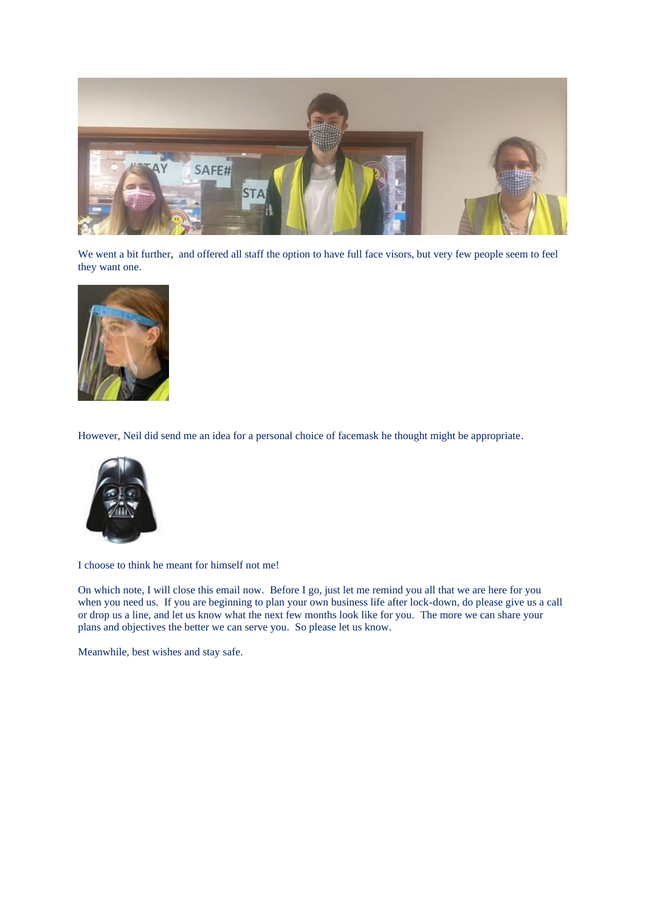We went a bit further,  and offered all staff the option to have full face visors, but very few people seem to feel they want one.

However, Neil did send me an idea for a personal choice of facemask he thought might be appropriate.

I choose to think he meant for himself not me!

On which note, I will close this email now.  Before I go, just let me remind you all that we are here for you when you need us.  If you are beginning to plan your own business life after lock-down, do please give us a call or drop us a line, and let us know what the next few months look like for you.  The more we can share your plans and objectives the better we can serve you.  So please let us know.

Meanwhile, best wishes and stay safe.